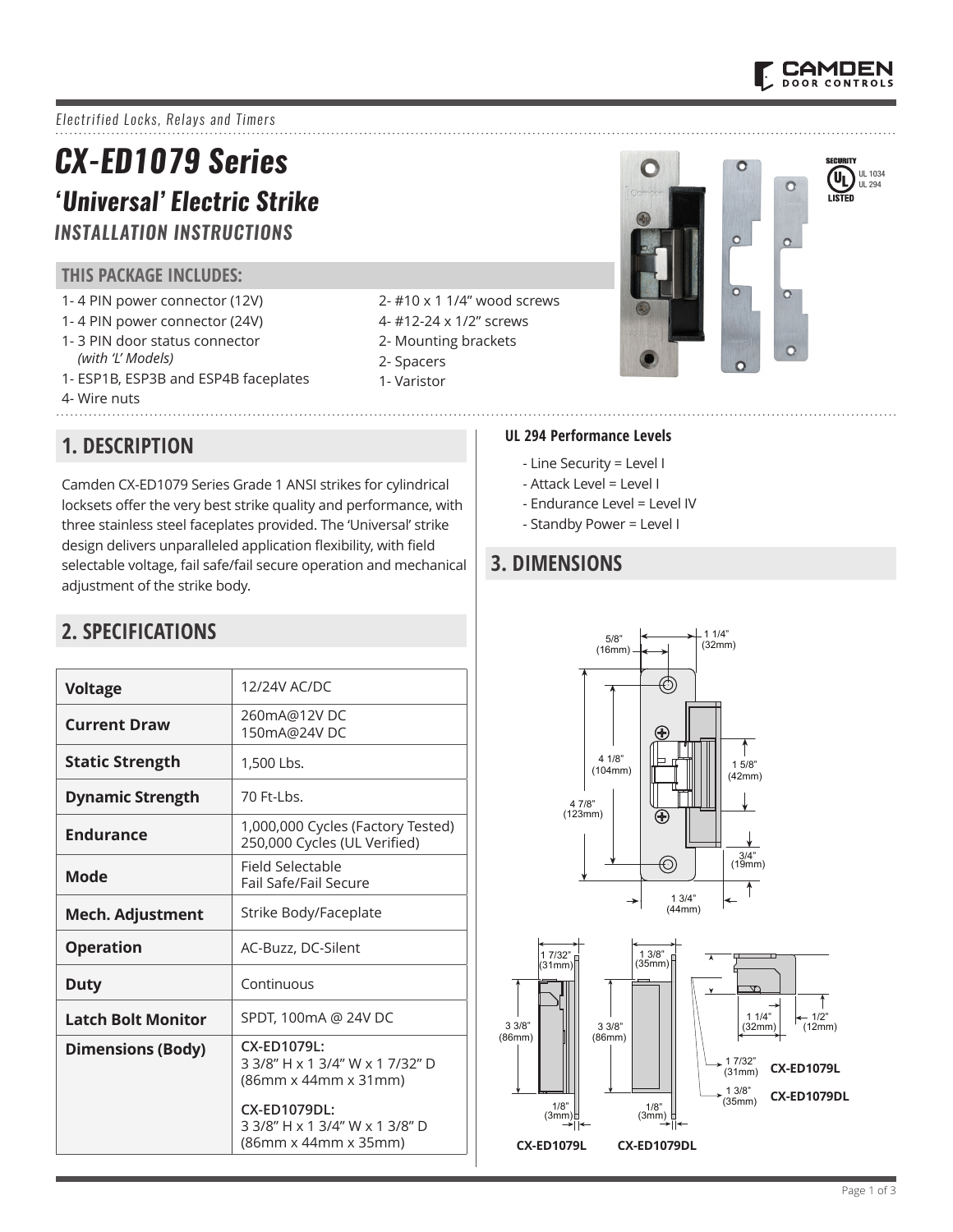*Electrified Locks, Relays and Timers*

# CX-ED1079 Series

## 'Universal' Electric Strike

### INSTALLATION INSTRUCTIONS

### THIS PACKAGE INCLUDES:

- 1- 4 PIN power connector (12V)
- 1- 4 PIN power connector (24V)
- 1- 3 PIN door status connector *(with 'L' Models)*
- 1- ESP1B, ESP3B and ESP4B faceplates
- 4- Wire nuts
- 2- #10 x 1 1/4" wood screws
- 4- #12-24 x 1/2" screws
- 2- Mounting brackets
- 2- Spacers
- 1- Varistor

## 1. DESCRIPTION

Camden CX-ED1079 Series Grade 1 ANSI strikes for cylindrical locksets offer the very best strike quality and performance, with three stainless steel faceplates provided. The 'Universal' strike design delivers unparalleled application flexibility, with field selectable voltage, fail safe/fail secure operation and mechanical adjustment of the strike body.

## 2. SPECIFICATIONS

| | |
|---|---|
| **Voltage** | 12/24V AC/DC |
| **Current Draw** | 260mA@12V DC<br>150mA@24V DC |
| **Static Strength** | 1,500 Lbs. |
| **Dynamic Strength** | 70 Ft-Lbs. |
| **Endurance** | 1,000,000 Cycles (Factory Tested)<br>250,000 Cycles (UL Verified) |
| **Mode** | Field Selectable<br>Fail Safe/Fail Secure |
| **Mech. Adjustment** | Strike Body/Faceplate |
| **Operation** | AC-Buzz, DC-Silent |
| **Duty** | Continuous |
| **Latch Bolt Monitor** | SPDT, 100mA @ 24V DC |
| **Dimensions (Body)** | **CX-ED1079L:**<br>3 3/8" H x 1 3/4" W x 1 7/32" D<br>(86mm x 44mm x 31mm)<br>**CX-ED1079DL:**<br>3 3/8" H x 1 3/4" W x 1 3/8" D<br>(86mm x 44mm x 35mm) |

### UL 294 Performance Levels

- Line Security = Level I
- Attack Level = Level I
- Endurance Level = Level IV
- Standby Power = Level I

## 3. DIMENSIONS

5/8" (16mm) · 1 1/4" (32mm) · 4 1/8" (104mm) · 4 7/8" (123mm) · 1 5/8" (42mm) · 3/4" (19mm) · 1 3/4" (44mm)

1 7/32" (31mm) · 3 3/8" (86mm) · 1/8" (3mm) — **CX-ED1079L**

1 3/8" (35mm) · 3 3/8" (86mm) · 1/8" (3mm) — **CX-ED1079DL**

1 1/4" (32mm) · 1/2" (12mm) · 1 7/32" (31mm) **CX-ED1079L** · 1 3/8" (35mm) **CX-ED1079DL**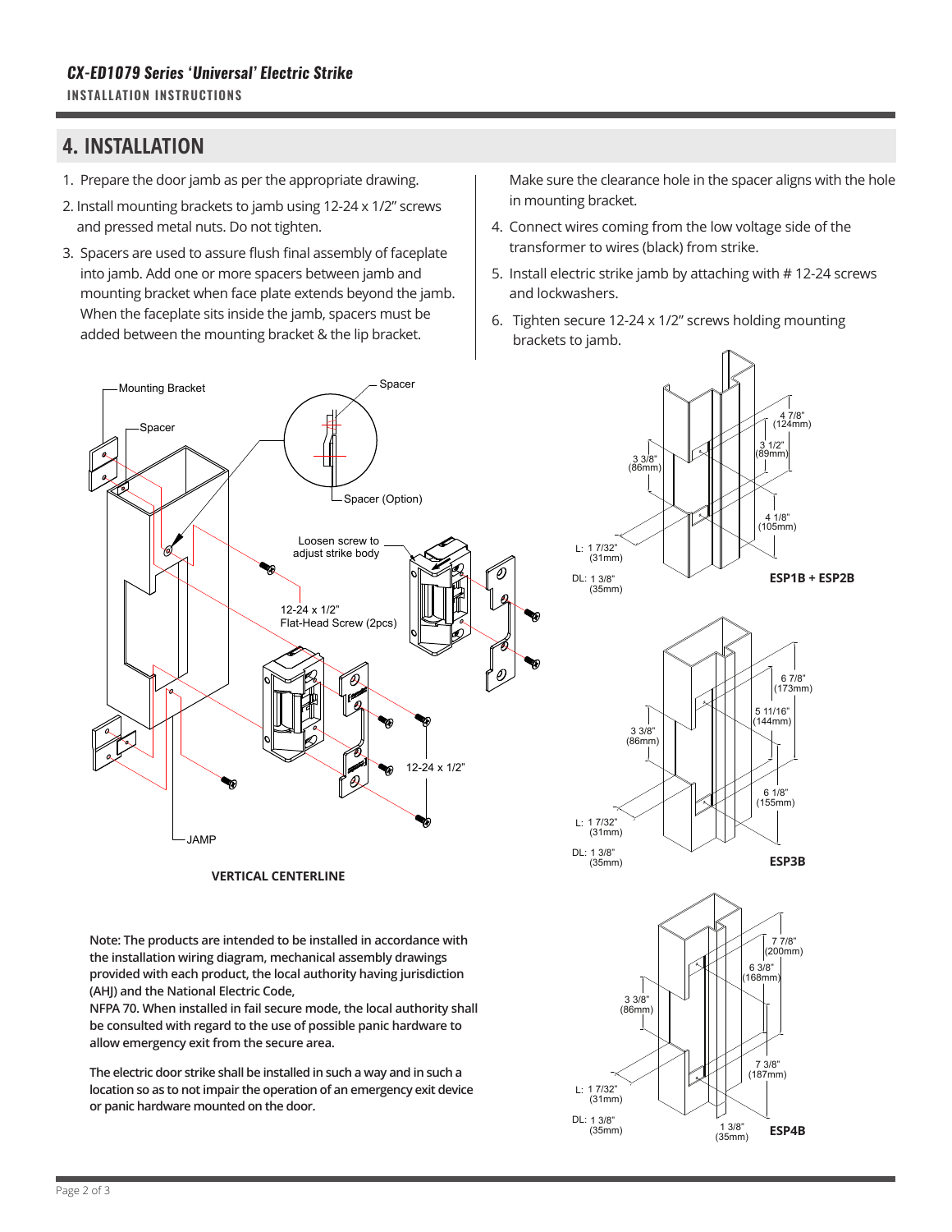## 4. INSTALLATION

1. Prepare the door jamb as per the appropriate drawing.
2. Install mounting brackets to jamb using 12-24 x 1/2" screws and pressed metal nuts. Do not tighten.
3. Spacers are used to assure flush final assembly of faceplate into jamb. Add one or more spacers between jamb and mounting bracket when face plate extends beyond the jamb. When the faceplate sits inside the jamb, spacers must be added between the mounting bracket & the lip bracket. Make sure the clearance hole in the spacer aligns with the hole in mounting bracket.
4. Connect wires coming from the low voltage side of the transformer to wires (black) from strike.
5. Install electric strike jamb by attaching with # 12-24 screws and lockwashers.
6. Tighten secure 12-24 x 1/2" screws holding mounting brackets to jamb.

Mounting Bracket
Spacer
Spacer
Spacer (Option)
Loosen screw to adjust strike body
12-24 x 1/2" Flat-Head Screw (2pcs)
12-24 x 1/2"
JAMP

**VERTICAL CENTERLINE**

4 7/8" (124mm)
3 1/2" (89mm)
3 3/8" (86mm)
4 1/8" (105mm)
L: 1 7/32" (31mm)
DL: 1 3/8" (35mm)

**ESP1B + ESP2B**

6 7/8" (173mm)
5 11/16" (144mm)
3 3/8" (86mm)
6 1/8" (155mm)
L: 1 7/32" (31mm)
DL: 1 3/8" (35mm)

**ESP3B**

7 7/8" (200mm)
6 3/8" (168mm)
3 3/8" (86mm)
7 3/8" (187mm)
L: 1 7/32" (31mm)
DL: 1 3/8" (35mm)
1 3/8" (35mm)

**ESP4B**

**Note: The products are intended to be installed in accordance with the installation wiring diagram, mechanical assembly drawings provided with each product, the local authority having jurisdiction (AHJ) and the National Electric Code,**
**NFPA 70. When installed in fail secure mode, the local authority shall be consulted with regard to the use of possible panic hardware to allow emergency exit from the secure area.**

**The electric door strike shall be installed in such a way and in such a location so as to not impair the operation of an emergency exit device or panic hardware mounted on the door.**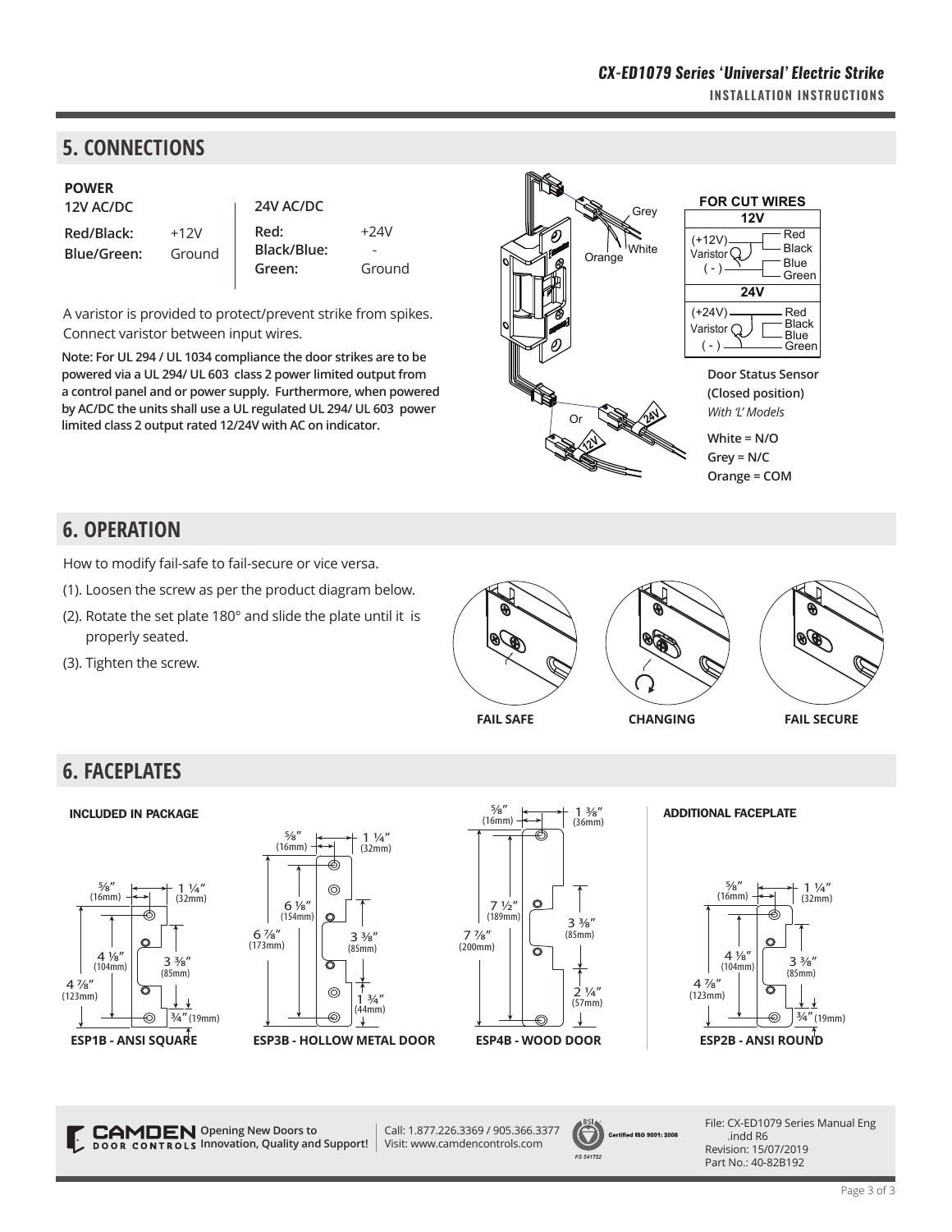## 5. CONNECTIONS

**POWER**

| 12V AC/DC | | 24V AC/DC | |
|---|---|---|---|
| **Red/Black:** | +12V | **Red:** | +24V |
| **Blue/Green:** | Ground | **Black/Blue:** | - |
| | | **Green:** | Ground |

A varistor is provided to protect/prevent strike from spikes. Connect varistor between input wires.

**Note: For UL 294 / UL 1034 compliance the door strikes are to be powered via a UL 294/ UL 603 class 2 power limited output from a control panel and or power supply. Furthermore, when powered by AC/DC the units shall use a UL regulated UL 294/ UL 603 power limited class 2 output rated 12/24V with AC on indicator.**

Grey
White
Orange
Or
24V
12V

FOR CUT WIRES

12V
(+12V) Red Black
Varistor
( - ) Blue Green

24V
(+24V) Red Black Blue
Varistor
( - ) Green

**Door Status Sensor (Closed position)**
*With 'L' Models*

**White = N/O**
**Grey = N/C**
**Orange = COM**

## 6. OPERATION

How to modify fail-safe to fail-secure or vice versa.

(1). Loosen the screw as per the product diagram below.

(2). Rotate the set plate 180° and slide the plate until it is properly seated.

(3). Tighten the screw.

**FAIL SAFE** **CHANGING** **FAIL SECURE**

## 6. FACEPLATES

**INCLUDED IN PACKAGE**

5⁄8″ (16mm)
1 1⁄4″ (32mm)
4 1⁄8″ (104mm)
4 7⁄8″ (123mm)
3 3⁄8″ (85mm)
3⁄4″ (19mm)

**ESP1B - ANSI SQUARE**

5⁄8″ (16mm)
1 1⁄4″ (32mm)
6 1⁄8″ (154mm)
6 7⁄8″ (173mm)
3 3⁄8″ (85mm)
1 3⁄4″ (44mm)

**ESP3B - HOLLOW METAL DOOR**

5⁄8″ (16mm)
1 3⁄8″ (36mm)
7 1⁄2″ (189mm)
7 7⁄8″ (200mm)
3 3⁄8″ (85mm)
2 1⁄4″ (57mm)

**ESP4B - WOOD DOOR**

**ADDITIONAL FACEPLATE**

5⁄8″ (16mm)
1 1⁄4″ (32mm)
4 1⁄8″ (104mm)
4 7⁄8″ (123mm)
3 3⁄8″ (85mm)
3⁄4″ (19mm)

**ESP2B - ANSI ROUND**

CAMDEN DOOR CONTROLS **Opening New Doors to Innovation, Quality and Support!**

Call: 1.877.226.3369 / 905.366.3377
Visit: www.camdencontrols.com

Certified ISO 9001: 2008
FS 541752

File: CX-ED1079 Series Manual Eng .indd R6
Revision: 15/07/2019
Part No.: 40-82B192